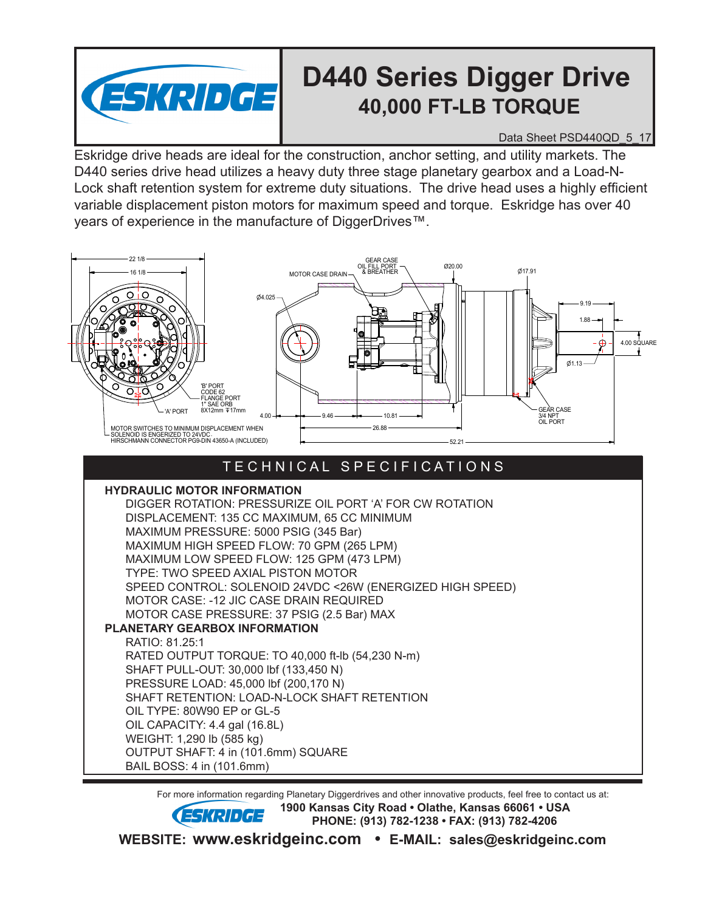# D440 Series Digger Drive

## 40,000 FT-LB TORQUE

Data Sheet PSD440QD_5_17

Eskridge drive heads are ideal for the construction, anchor setting, and utility markets. The D440 series drive head utilizes a heavy duty three stage planetary gearbox and a Load-N-Lock shaft retention system for extreme duty situations. The drive head uses a highly efficient variable displacement piston motors for maximum speed and torque. Eskridge has over 40 years of experience in the manufacture of DiggerDrives™.

22 1/8
16 1/8
'B' PORT
CODE 62
FLANGE PORT
1" SAE ORB
8X12mm ∓17mm
'A' PORT
MOTOR SWITCHES TO MINIMUM DISPLACEMENT WHEN SOLENOID IS ENGERIZED TO 24VDC. HIRSCHMANN CONNECTOR PG9-DIN 43650-A (INCLUDED)

GEAR CASE OIL FILL PORT & BREATHER
MOTOR CASE DRAIN
Ø20.00
Ø17.91
Ø4.025
9.19
1.88
4.00 SQUARE
Ø1.13
GEAR CASE 3/4 NPT OIL PORT
4.00
9.46
10.81
26.88
52.21

## TECHNICAL SPECIFICATIONS

**HYDRAULIC MOTOR INFORMATION**

- DIGGER ROTATION: PRESSURIZE OIL PORT 'A' FOR CW ROTATION
- DISPLACEMENT: 135 CC MAXIMUM, 65 CC MINIMUM
- MAXIMUM PRESSURE: 5000 PSIG (345 Bar)
- MAXIMUM HIGH SPEED FLOW: 70 GPM (265 LPM)
- MAXIMUM LOW SPEED FLOW: 125 GPM (473 LPM)
- TYPE: TWO SPEED AXIAL PISTON MOTOR
- SPEED CONTROL: SOLENOID 24VDC <26W (ENERGIZED HIGH SPEED)
- MOTOR CASE: -12 JIC CASE DRAIN REQUIRED
- MOTOR CASE PRESSURE: 37 PSIG (2.5 Bar) MAX

**PLANETARY GEARBOX INFORMATION**

- RATIO: 81.25:1
- RATED OUTPUT TORQUE: TO 40,000 ft-lb (54,230 N-m)
- SHAFT PULL-OUT: 30,000 lbf (133,450 N)
- PRESSURE LOAD: 45,000 lbf (200,170 N)
- SHAFT RETENTION: LOAD-N-LOCK SHAFT RETENTION
- OIL TYPE: 80W90 EP or GL-5
- OIL CAPACITY: 4.4 gal (16.8L)
- WEIGHT: 1,290 lb (585 kg)
- OUTPUT SHAFT: 4 in (101.6mm) SQUARE
- BAIL BOSS: 4 in (101.6mm)

For more information regarding Planetary Diggerdrives and other innovative products, feel free to contact us at:

**1900 Kansas City Road • Olathe, Kansas 66061 • USA**
**PHONE: (913) 782-1238 • FAX: (913) 782-4206**

**WEBSITE: www.eskridgeinc.com • E-MAIL: sales@eskridgeinc.com**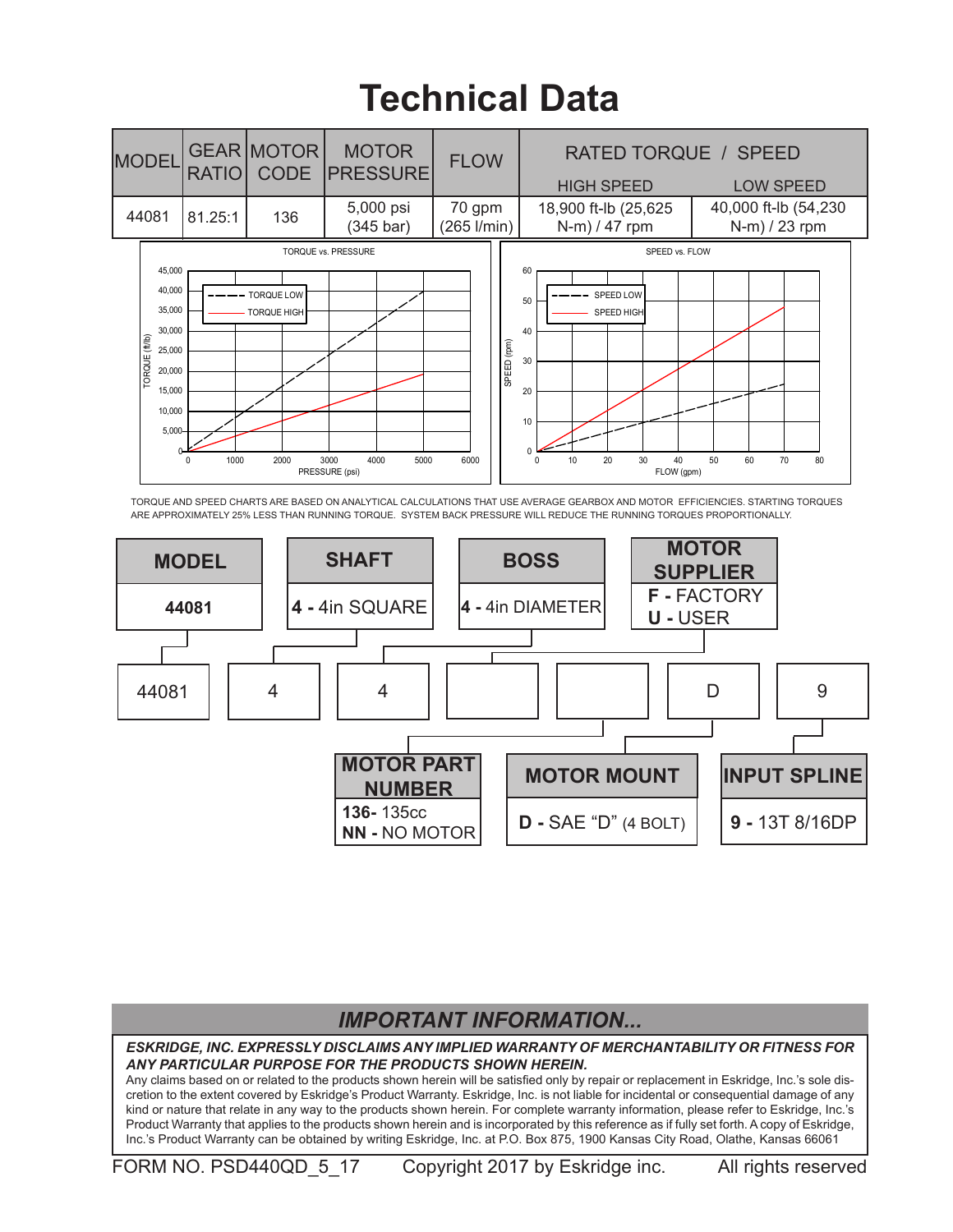# Technical Data

| MODEL | GEAR RATIO | MOTOR CODE | MOTOR PRESSURE | FLOW | RATED TORQUE / SPEED | |
|---|---|---|---|---|---|---|
| | | | | | HIGH SPEED | LOW SPEED |
| 44081 | 81.25:1 | 136 | 5,000 psi (345 bar) | 70 gpm (265 l/min) | 18,900 ft-lb (25,625 N-m) / 47 rpm | 40,000 ft-lb (54,230 N-m) / 23 rpm |

TORQUE vs. PRESSURE

TORQUE LOW
TORQUE HIGH
TORQUE (ft/lb)
45,000
40,000
35,000
30,000
25,000
20,000
15,000
10,000
5,000
0
0 1000 2000 3000 4000 5000 6000
PRESSURE (psi)

SPEED vs. FLOW

SPEED LOW
SPEED HIGH
SPEED (rpm)
60
50
40
30
20
10
0
0 10 20 30 40 50 60 70 80
FLOW (gpm)

TORQUE AND SPEED CHARTS ARE BASED ON ANALYTICAL CALCULATIONS THAT USE AVERAGE GEARBOX AND MOTOR EFFICIENCIES. STARTING TORQUES ARE APPROXIMATELY 25% LESS THAN RUNNING TORQUE. SYSTEM BACK PRESSURE WILL REDUCE THE RUNNING TORQUES PROPORTIONALLY.

**MODEL**
**44081**

**SHAFT**
**4 -** 4in SQUARE

**BOSS**
**4 -** 4in DIAMETER

**MOTOR SUPPLIER**
**F -** FACTORY
**U -** USER

| | | | | | | |
|---|---|---|---|---|---|---|
| 44081 | 4 | 4 | | | D | 9 |

**MOTOR PART NUMBER**
**136-** 135cc
**NN -** NO MOTOR

**MOTOR MOUNT**
**D -** SAE "D" (4 BOLT)

**INPUT SPLINE**
**9 -** 13T 8/16DP

## *IMPORTANT INFORMATION...*

***ESKRIDGE, INC. EXPRESSLY DISCLAIMS ANY IMPLIED WARRANTY OF MERCHANTABILITY OR FITNESS FOR ANY PARTICULAR PURPOSE FOR THE PRODUCTS SHOWN HEREIN.***

Any claims based on or related to the products shown herein will be satisfied only by repair or replacement in Eskridge, Inc.'s sole discretion to the extent covered by Eskridge's Product Warranty. Eskridge, Inc. is not liable for incidental or consequential damage of any kind or nature that relate in any way to the products shown herein. For complete warranty information, please refer to Eskridge, Inc.'s Product Warranty that applies to the products shown herein and is incorporated by this reference as if fully set forth. A copy of Eskridge, Inc.'s Product Warranty can be obtained by writing Eskridge, Inc. at P.O. Box 875, 1900 Kansas City Road, Olathe, Kansas 66061

FORM NO. PSD440QD_5_17 Copyright 2017 by Eskridge inc. All rights reserved